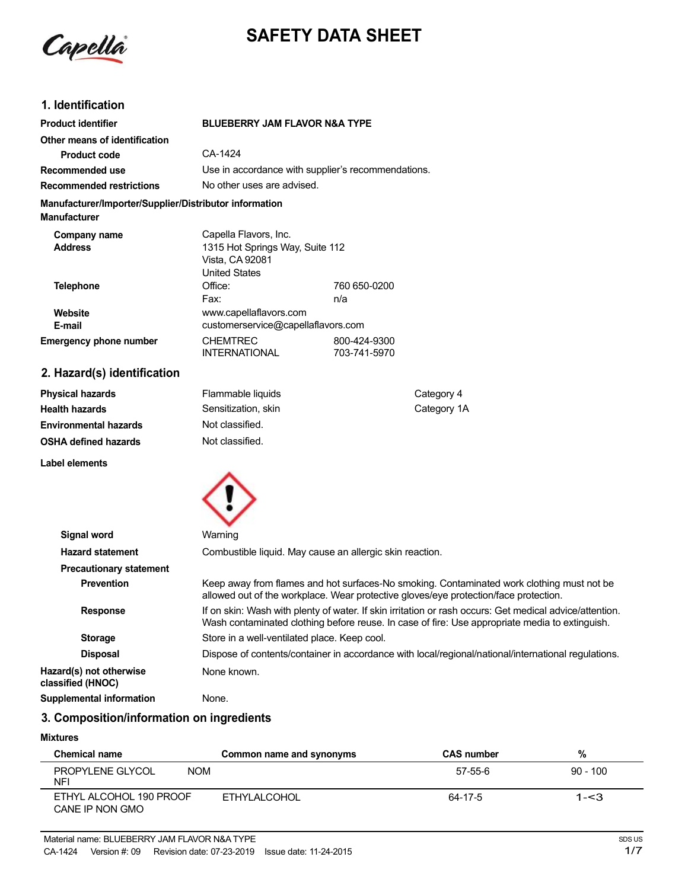# SAFETY DATA SHEET

## 1. Identification

| | |
|---|---|
| **Product identifier** | **BLUEBERRY JAM FLAVOR N&A TYPE** |
| **Other means of identification** | |
| **Product code** | CA-1424 |
| **Recommended use** | Use in accordance with supplier's recommendations. |
| **Recommended restrictions** | No other uses are advised. |

**Manufacturer/Importer/Supplier/Distributor information**

**Manufacturer**

| | | |
|---|---|---|
| **Company name** | Capella Flavors, Inc. | |
| **Address** | 1315 Hot Springs Way, Suite 112<br>Vista, CA 92081<br>United States | |
| **Telephone** | Office: | 760 650-0200 |
| | Fax: | n/a |
| **Website** | www.capellaflavors.com | |
| **E-mail** | customerservice@capellaflavors.com | |
| **Emergency phone number** | CHEMTREC | 800-424-9300 |
| | INTERNATIONAL | 703-741-5970 |

## 2. Hazard(s) identification

| | | |
|---|---|---|
| **Physical hazards** | Flammable liquids | Category 4 |
| **Health hazards** | Sensitization, skin | Category 1A |
| **Environmental hazards** | Not classified. | |
| **OSHA defined hazards** | Not classified. | |

**Label elements**

**Signal word** Warning

**Hazard statement** Combustible liquid. May cause an allergic skin reaction.

**Precautionary statement**

**Prevention** Keep away from flames and hot surfaces-No smoking. Contaminated work clothing must not be allowed out of the workplace. Wear protective gloves/eye protection/face protection.

**Response** If on skin: Wash with plenty of water. If skin irritation or rash occurs: Get medical advice/attention. Wash contaminated clothing before reuse. In case of fire: Use appropriate media to extinguish.

**Storage** Store in a well-ventilated place. Keep cool.

**Disposal** Dispose of contents/container in accordance with local/regional/national/international regulations.

**Hazard(s) not otherwise classified (HNOC)** None known.

**Supplemental information** None.

## 3. Composition/information on ingredients

**Mixtures**

| Chemical name | Common name and synonyms | CAS number | % |
|---|---|---|---|
| PROPYLENE GLYCOL NOM NFI | | 57-55-6 | 90 - 100 |
| ETHYL ALCOHOL 190 PROOF CANE IP NON GMO | ETHYLALCOHOL | 64-17-5 | 1-<3 |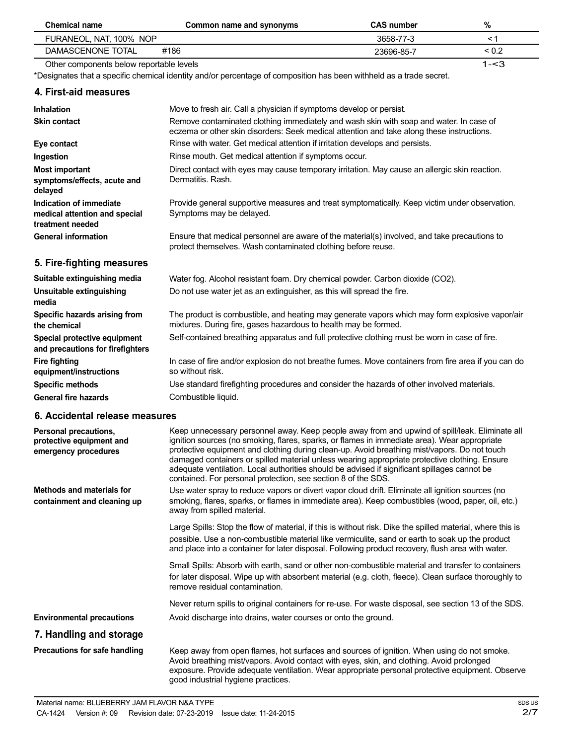| Chemical name | Common name and synonyms | CAS number | % |
|---|---|---|---|
| FURANEOL, NAT, 100% NOP | | 3658-77-3 | < 1 |
| DAMASCENONE TOTAL | #186 | 23696-85-7 | < 0.2 |
| Other components below reportable levels | | | 1-<3 |

*Designates that a specific chemical identity and/or percentage of composition has been withheld as a trade secret.

## 4. First-aid measures

**Inhalation**
Move to fresh air. Call a physician if symptoms develop or persist.

**Skin contact**
Remove contaminated clothing immediately and wash skin with soap and water. In case of eczema or other skin disorders: Seek medical attention and take along these instructions.

**Eye contact**
Rinse with water. Get medical attention if irritation develops and persists.

**Ingestion**
Rinse mouth. Get medical attention if symptoms occur.

**Most important symptoms/effects, acute and delayed**
Direct contact with eyes may cause temporary irritation. May cause an allergic skin reaction. Dermatitis. Rash.

**Indication of immediate medical attention and special treatment needed**
Provide general supportive measures and treat symptomatically. Keep victim under observation. Symptoms may be delayed.

**General information**
Ensure that medical personnel are aware of the material(s) involved, and take precautions to protect themselves. Wash contaminated clothing before reuse.

## 5. Fire-fighting measures

**Suitable extinguishing media**
Water fog. Alcohol resistant foam. Dry chemical powder. Carbon dioxide ($CO_2$).

**Unsuitable extinguishing media**
Do not use water jet as an extinguisher, as this will spread the fire.

**Specific hazards arising from the chemical**
The product is combustible, and heating may generate vapors which may form explosive vapor/air mixtures. During fire, gases hazardous to health may be formed.

**Special protective equipment and precautions for firefighters**
Self-contained breathing apparatus and full protective clothing must be worn in case of fire.

**Fire fighting equipment/instructions**
In case of fire and/or explosion do not breathe fumes. Move containers from fire area if you can do so without risk.

**Specific methods**
Use standard firefighting procedures and consider the hazards of other involved materials.

**General fire hazards**
Combustible liquid.

## 6. Accidental release measures

**Personal precautions, protective equipment and emergency procedures**
Keep unnecessary personnel away. Keep people away from and upwind of spill/leak. Eliminate all ignition sources (no smoking, flares, sparks, or flames in immediate area). Wear appropriate protective equipment and clothing during clean-up. Avoid breathing mist/vapors. Do not touch damaged containers or spilled material unless wearing appropriate protective clothing. Ensure adequate ventilation. Local authorities should be advised if significant spillages cannot be contained. For personal protection, see section 8 of the SDS.

**Methods and materials for containment and cleaning up**
Use water spray to reduce vapors or divert vapor cloud drift. Eliminate all ignition sources (no smoking, flares, sparks, or flames in immediate area). Keep combustibles (wood, paper, oil, etc.) away from spilled material.

Large Spills: Stop the flow of material, if this is without risk. Dike the spilled material, where this is possible. Use a non-combustible material like vermiculite, sand or earth to soak up the product and place into a container for later disposal. Following product recovery, flush area with water.

Small Spills: Absorb with earth, sand or other non-combustible material and transfer to containers for later disposal. Wipe up with absorbent material (e.g. cloth, fleece). Clean surface thoroughly to remove residual contamination.

Never return spills to original containers for re-use. For waste disposal, see section 13 of the SDS.

**Environmental precautions**
Avoid discharge into drains, water courses or onto the ground.

## 7. Handling and storage

**Precautions for safe handling**
Keep away from open flames, hot surfaces and sources of ignition. When using do not smoke. Avoid breathing mist/vapors. Avoid contact with eyes, skin, and clothing. Avoid prolonged exposure. Provide adequate ventilation. Wear appropriate personal protective equipment. Observe good industrial hygiene practices.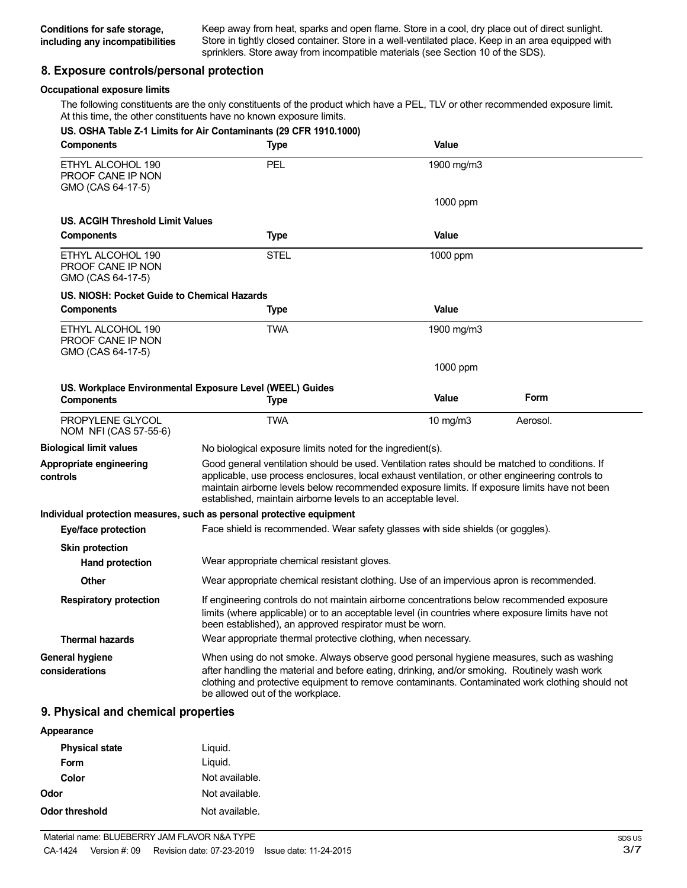| | |
|---|---|
| **Conditions for safe storage, including any incompatibilities** | Keep away from heat, sparks and open flame. Store in a cool, dry place out of direct sunlight. Store in tightly closed container. Store in a well-ventilated place. Keep in an area equipped with sprinklers. Store away from incompatible materials (see Section 10 of the SDS). |

## 8. Exposure controls/personal protection

**Occupational exposure limits**

The following constituents are the only constituents of the product which have a PEL, TLV or other recommended exposure limit. At this time, the other constituents have no known exposure limits.

**US. OSHA Table Z-1 Limits for Air Contaminants (29 CFR 1910.1000)**

| Components | Type | Value |
|---|---|---|
| ETHYL ALCOHOL 190 PROOF CANE IP NON GMO (CAS 64-17-5) | PEL | 1900 mg/m3 |
| | | 1000 ppm |

**US. ACGIH Threshold Limit Values**

| Components | Type | Value |
|---|---|---|
| ETHYL ALCOHOL 190 PROOF CANE IP NON GMO (CAS 64-17-5) | STEL | 1000 ppm |

**US. NIOSH: Pocket Guide to Chemical Hazards**

| Components | Type | Value |
|---|---|---|
| ETHYL ALCOHOL 190 PROOF CANE IP NON GMO (CAS 64-17-5) | TWA | 1900 mg/m3 |
| | | 1000 ppm |

**US. Workplace Environmental Exposure Level (WEEL) Guides**

| Components | Type | Value | Form |
|---|---|---|---|
| PROPYLENE GLYCOL NOM NFI (CAS 57-55-6) | TWA | 10 mg/m3 | Aerosol. |

| | |
|---|---|
| **Biological limit values** | No biological exposure limits noted for the ingredient(s). |
| **Appropriate engineering controls** | Good general ventilation should be used. Ventilation rates should be matched to conditions. If applicable, use process enclosures, local exhaust ventilation, or other engineering controls to maintain airborne levels below recommended exposure limits. If exposure limits have not been established, maintain airborne levels to an acceptable level. |

**Individual protection measures, such as personal protective equipment**

| | |
|---|---|
| **Eye/face protection** | Face shield is recommended. Wear safety glasses with side shields (or goggles). |
| **Skin protection** | |
| **Hand protection** | Wear appropriate chemical resistant gloves. |
| **Other** | Wear appropriate chemical resistant clothing. Use of an impervious apron is recommended. |
| **Respiratory protection** | If engineering controls do not maintain airborne concentrations below recommended exposure limits (where applicable) or to an acceptable level (in countries where exposure limits have not been established), an approved respirator must be worn. |
| **Thermal hazards** | Wear appropriate thermal protective clothing, when necessary. |
| **General hygiene considerations** | When using do not smoke. Always observe good personal hygiene measures, such as washing after handling the material and before eating, drinking, and/or smoking. Routinely wash work clothing and protective equipment to remove contaminants. Contaminated work clothing should not be allowed out of the workplace. |

## 9. Physical and chemical properties

**Appearance**

| | |
|---|---|
| **Physical state** | Liquid. |
| **Form** | Liquid. |
| **Color** | Not available. |
| **Odor** | Not available. |
| **Odor threshold** | Not available. |

Material name: BLUEBERRY JAM FLAVOR N&A TYPE

CA-1424 Version #: 09 Revision date: 07-23-2019 Issue date: 11-24-2015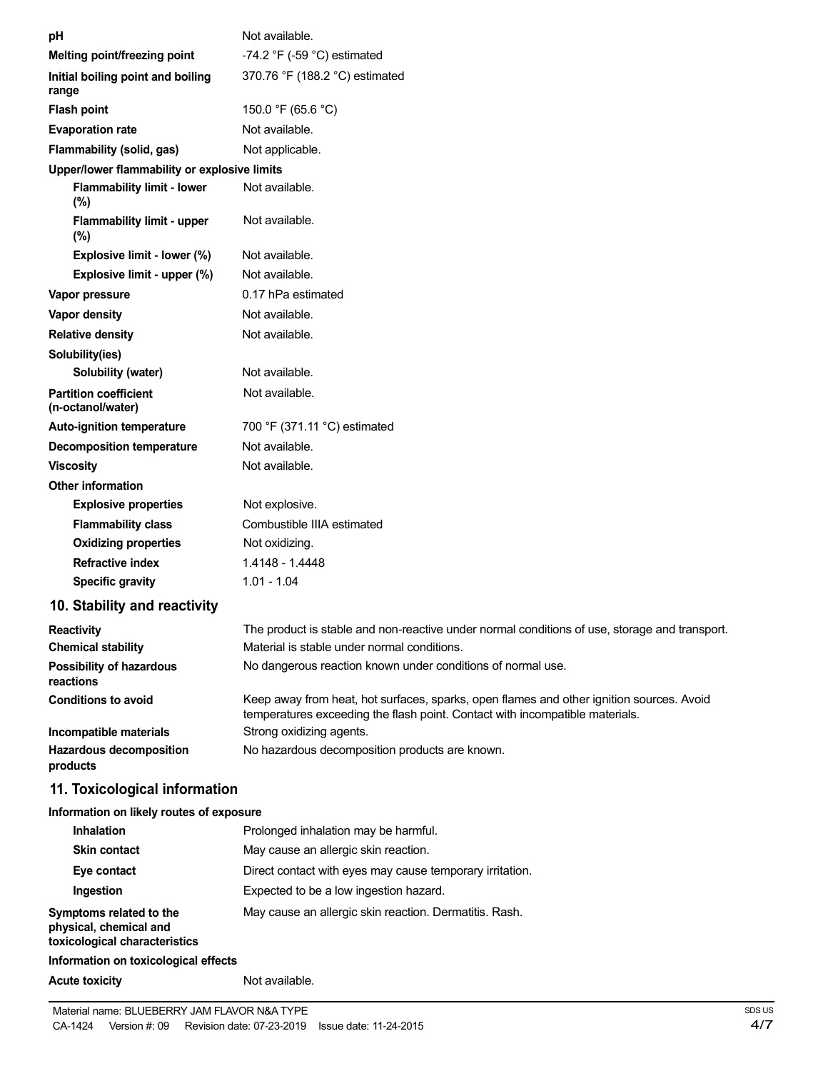| | |
|---|---|
| **pH** | Not available. |
| **Melting point/freezing point** | -74.2 °F (-59 °C) estimated |
| **Initial boiling point and boiling range** | 370.76 °F (188.2 °C) estimated |
| **Flash point** | 150.0 °F (65.6 °C) |
| **Evaporation rate** | Not available. |
| **Flammability (solid, gas)** | Not applicable. |
| **Upper/lower flammability or explosive limits** | |
| **Flammability limit - lower (%)** | Not available. |
| **Flammability limit - upper (%)** | Not available. |
| **Explosive limit - lower (%)** | Not available. |
| **Explosive limit - upper (%)** | Not available. |
| **Vapor pressure** | 0.17 hPa estimated |
| **Vapor density** | Not available. |
| **Relative density** | Not available. |
| **Solubility(ies)** | |
| **Solubility (water)** | Not available. |
| **Partition coefficient (n-octanol/water)** | Not available. |
| **Auto-ignition temperature** | 700 °F (371.11 °C) estimated |
| **Decomposition temperature** | Not available. |
| **Viscosity** | Not available. |
| **Other information** | |
| **Explosive properties** | Not explosive. |
| **Flammability class** | Combustible IIIA estimated |
| **Oxidizing properties** | Not oxidizing. |
| **Refractive index** | 1.4148 - 1.4448 |
| **Specific gravity** | 1.01 - 1.04 |

## 10. Stability and reactivity

| | |
|---|---|
| **Reactivity** | The product is stable and non-reactive under normal conditions of use, storage and transport. |
| **Chemical stability** | Material is stable under normal conditions. |
| **Possibility of hazardous reactions** | No dangerous reaction known under conditions of normal use. |
| **Conditions to avoid** | Keep away from heat, hot surfaces, sparks, open flames and other ignition sources. Avoid temperatures exceeding the flash point. Contact with incompatible materials. |
| **Incompatible materials** | Strong oxidizing agents. |
| **Hazardous decomposition products** | No hazardous decomposition products are known. |

## 11. Toxicological information

| | |
|---|---|
| **Information on likely routes of exposure** | |
| **Inhalation** | Prolonged inhalation may be harmful. |
| **Skin contact** | May cause an allergic skin reaction. |
| **Eye contact** | Direct contact with eyes may cause temporary irritation. |
| **Ingestion** | Expected to be a low ingestion hazard. |
| **Symptoms related to the physical, chemical and toxicological characteristics** | May cause an allergic skin reaction. Dermatitis. Rash. |
| **Information on toxicological effects** | |
| **Acute toxicity** | Not available. |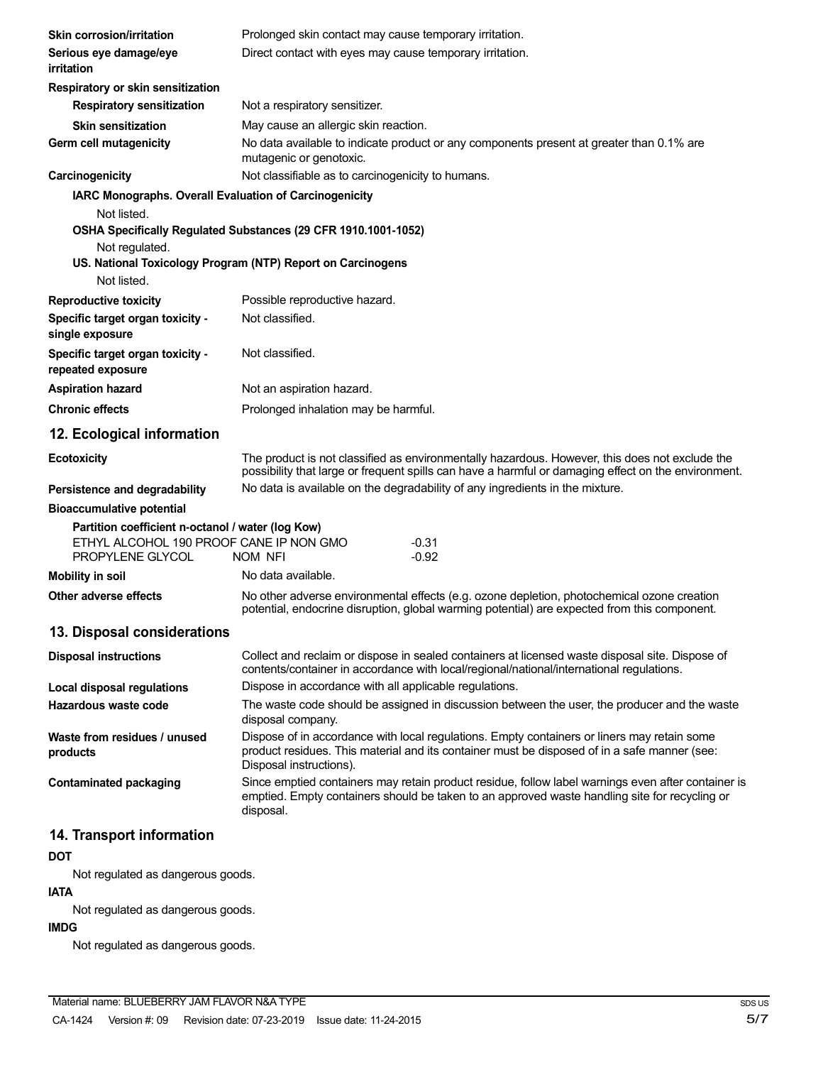**Skin corrosion/irritation** Prolonged skin contact may cause temporary irritation.

**Serious eye damage/eye irritation** Direct contact with eyes may cause temporary irritation.

**Respiratory or skin sensitization**

**Respiratory sensitization** Not a respiratory sensitizer.

**Skin sensitization** May cause an allergic skin reaction.

**Germ cell mutagenicity** No data available to indicate product or any components present at greater than 0.1% are mutagenic or genotoxic.

**Carcinogenicity** Not classifiable as to carcinogenicity to humans.

**IARC Monographs. Overall Evaluation of Carcinogenicity**

Not listed.

**OSHA Specifically Regulated Substances (29 CFR 1910.1001-1052)**

Not regulated.

**US. National Toxicology Program (NTP) Report on Carcinogens**

Not listed.

**Reproductive toxicity** Possible reproductive hazard.

**Specific target organ toxicity - single exposure** Not classified.

**Specific target organ toxicity - repeated exposure** Not classified.

**Aspiration hazard** Not an aspiration hazard.

**Chronic effects** Prolonged inhalation may be harmful.

## 12. Ecological information

**Ecotoxicity** The product is not classified as environmentally hazardous. However, this does not exclude the possibility that large or frequent spills can have a harmful or damaging effect on the environment.

**Persistence and degradability** No data is available on the degradability of any ingredients in the mixture.

**Bioaccumulative potential**

**Partition coefficient n-octanol / water (log Kow)**

| | |
|---|---|
| ETHYL ALCOHOL 190 PROOF CANE IP NON GMO | -0.31 |
| PROPYLENE GLYCOL NOM NFI | -0.92 |

**Mobility in soil** No data available.

**Other adverse effects** No other adverse environmental effects (e.g. ozone depletion, photochemical ozone creation potential, endocrine disruption, global warming potential) are expected from this component.

## 13. Disposal considerations

**Disposal instructions** Collect and reclaim or dispose in sealed containers at licensed waste disposal site. Dispose of contents/container in accordance with local/regional/national/international regulations.

**Local disposal regulations** Dispose in accordance with all applicable regulations.

**Hazardous waste code** The waste code should be assigned in discussion between the user, the producer and the waste disposal company.

**Waste from residues / unused products** Dispose of in accordance with local regulations. Empty containers or liners may retain some product residues. This material and its container must be disposed of in a safe manner (see: Disposal instructions).

**Contaminated packaging** Since emptied containers may retain product residue, follow label warnings even after container is emptied. Empty containers should be taken to an approved waste handling site for recycling or disposal.

## 14. Transport information

**DOT**

Not regulated as dangerous goods.

**IATA**

Not regulated as dangerous goods.

**IMDG**

Not regulated as dangerous goods.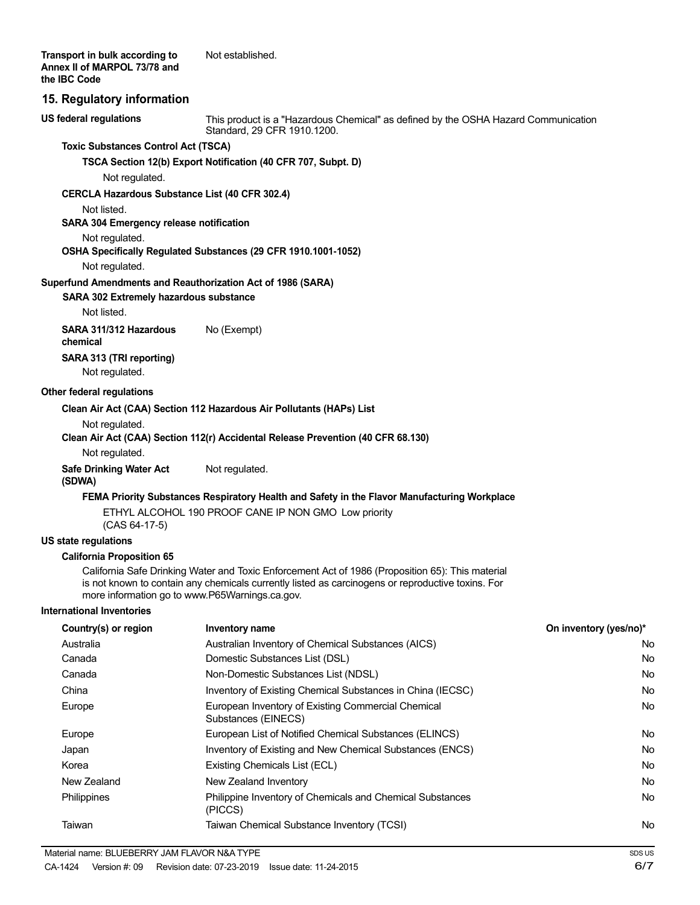**Transport in bulk according to Annex II of MARPOL 73/78 and the IBC Code** Not established.

## 15. Regulatory information

**US federal regulations** This product is a "Hazardous Chemical" as defined by the OSHA Hazard Communication Standard, 29 CFR 1910.1200.

**Toxic Substances Control Act (TSCA)**

**TSCA Section 12(b) Export Notification (40 CFR 707, Subpt. D)**

Not regulated.

**CERCLA Hazardous Substance List (40 CFR 302.4)**

Not listed.

**SARA 304 Emergency release notification**

Not regulated.

**OSHA Specifically Regulated Substances (29 CFR 1910.1001-1052)**

Not regulated.

**Superfund Amendments and Reauthorization Act of 1986 (SARA)**

**SARA 302 Extremely hazardous substance**

Not listed.

**SARA 311/312 Hazardous chemical** No (Exempt)

**SARA 313 (TRI reporting)**

Not regulated.

**Other federal regulations**

**Clean Air Act (CAA) Section 112 Hazardous Air Pollutants (HAPs) List**

Not regulated.

**Clean Air Act (CAA) Section 112(r) Accidental Release Prevention (40 CFR 68.130)**

Not regulated.

**Safe Drinking Water Act (SDWA)** Not regulated.

**FEMA Priority Substances Respiratory Health and Safety in the Flavor Manufacturing Workplace**

ETHYL ALCOHOL 190 PROOF CANE IP NON GMO (CAS 64-17-5) Low priority

**US state regulations**

**California Proposition 65**

California Safe Drinking Water and Toxic Enforcement Act of 1986 (Proposition 65): This material is not known to contain any chemicals currently listed as carcinogens or reproductive toxins. For more information go to www.P65Warnings.ca.gov.

**International Inventories**

| Country(s) or region | Inventory name | On inventory (yes/no)* |
|---|---|---|
| Australia | Australian Inventory of Chemical Substances (AICS) | No |
| Canada | Domestic Substances List (DSL) | No |
| Canada | Non-Domestic Substances List (NDSL) | No |
| China | Inventory of Existing Chemical Substances in China (IECSC) | No |
| Europe | European Inventory of Existing Commercial Chemical Substances (EINECS) | No |
| Europe | European List of Notified Chemical Substances (ELINCS) | No |
| Japan | Inventory of Existing and New Chemical Substances (ENCS) | No |
| Korea | Existing Chemicals List (ECL) | No |
| New Zealand | New Zealand Inventory | No |
| Philippines | Philippine Inventory of Chemicals and Chemical Substances (PICCS) | No |
| Taiwan | Taiwan Chemical Substance Inventory (TCSI) | No |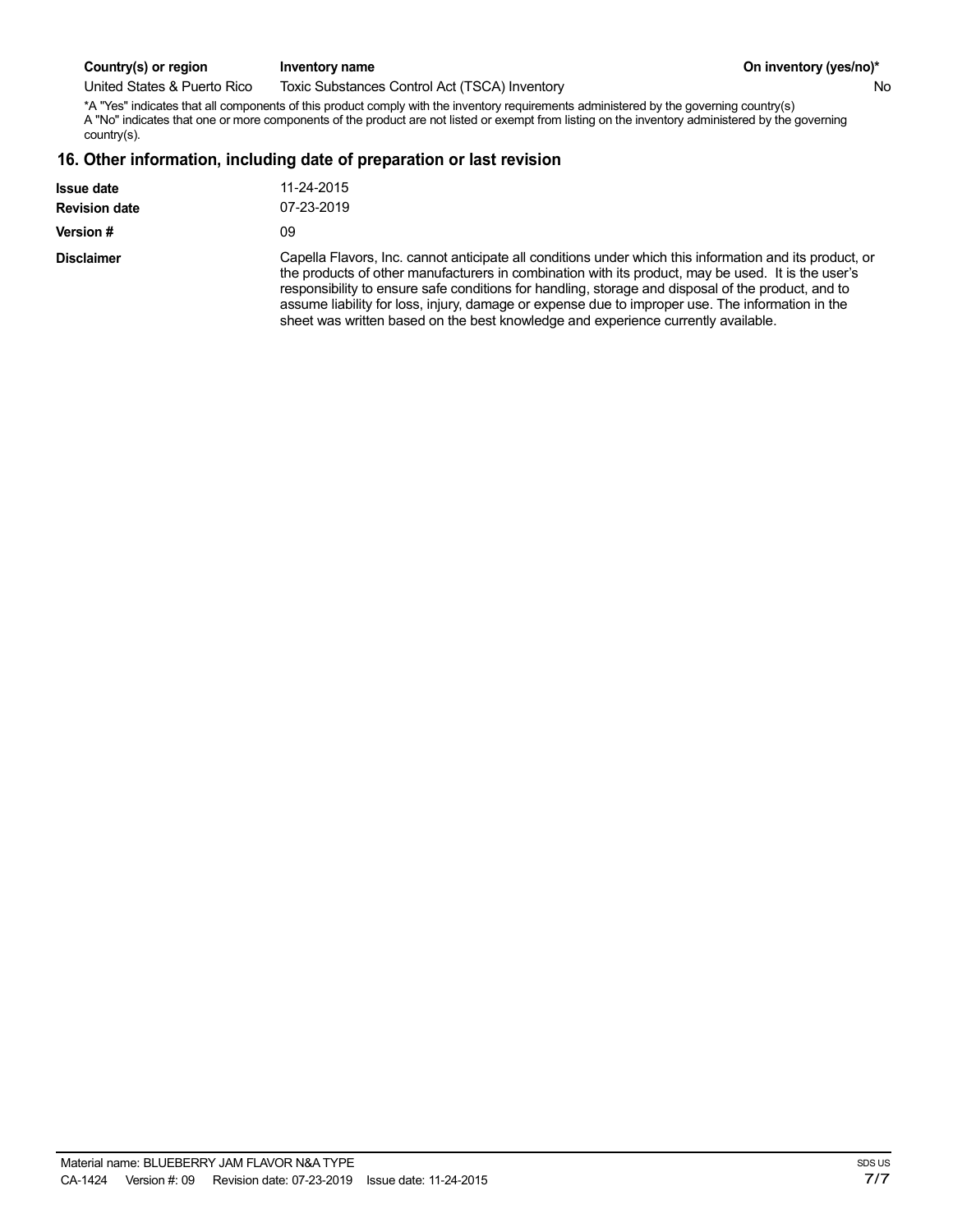| Country(s) or region | Inventory name | On inventory (yes/no)* |
|---|---|---|
| United States & Puerto Rico | Toxic Substances Control Act (TSCA) Inventory | No |

*A "Yes" indicates that all components of this product comply with the inventory requirements administered by the governing country(s)
A "No" indicates that one or more components of the product are not listed or exempt from listing on the inventory administered by the governing country(s).

## 16. Other information, including date of preparation or last revision

| | |
|---|---|
| **Issue date** | 11-24-2015 |
| **Revision date** | 07-23-2019 |
| **Version #** | 09 |
| **Disclaimer** | Capella Flavors, Inc. cannot anticipate all conditions under which this information and its product, or the products of other manufacturers in combination with its product, may be used. It is the user's responsibility to ensure safe conditions for handling, storage and disposal of the product, and to assume liability for loss, injury, damage or expense due to improper use. The information in the sheet was written based on the best knowledge and experience currently available. |